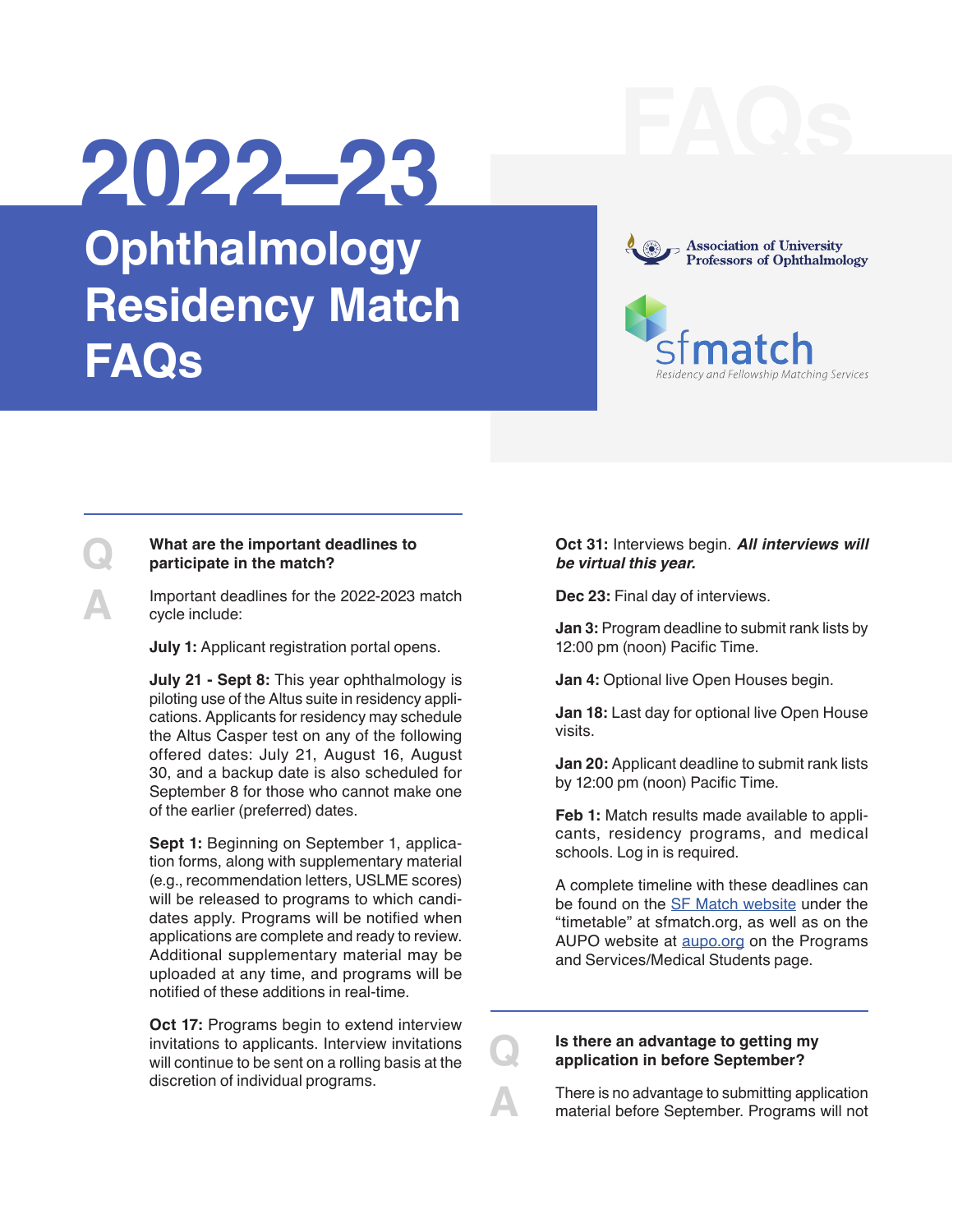# 2022–23 Ophthalmology Residency Match FAQs

Association of University Professors of Ophthalmology

sfmatch Residency and Fellowship Matching Services

**Q: What are the important deadlines to participate in the match?**

**A:** Important deadlines for the 2022-2023 match cycle include:

**July 1:** Applicant registration portal opens.

**July 21 - Sept 8:** This year ophthalmology is piloting use of the Altus suite in residency applications. Applicants for residency may schedule the Altus Casper test on any of the following offered dates: July 21, August 16, August 30, and a backup date is also scheduled for September 8 for those who cannot make one of the earlier (preferred) dates.

**Sept 1:** Beginning on September 1, application forms, along with supplementary material (e.g., recommendation letters, USLME scores) will be released to programs to which candidates apply. Programs will be notified when applications are complete and ready to review. Additional supplementary material may be uploaded at any time, and programs will be notified of these additions in real-time.

**Oct 17:** Programs begin to extend interview invitations to applicants. Interview invitations will continue to be sent on a rolling basis at the discretion of individual programs.

**Oct 31:** Interviews begin. ***All interviews will be virtual this year.***

**Dec 23:** Final day of interviews.

**Jan 3:** Program deadline to submit rank lists by 12:00 pm (noon) Pacific Time.

**Jan 4:** Optional live Open Houses begin.

**Jan 18:** Last day for optional live Open House visits.

**Jan 20:** Applicant deadline to submit rank lists by 12:00 pm (noon) Pacific Time.

**Feb 1:** Match results made available to applicants, residency programs, and medical schools. Log in is required.

A complete timeline with these deadlines can be found on the [SF Match website](sfmatch.org) under the "timetable" at sfmatch.org, as well as on the AUPO website at [aupo.org](aupo.org) on the Programs and Services/Medical Students page.

**Q: Is there an advantage to getting my application in before September?**

**A:** There is no advantage to submitting application material before September. Programs will not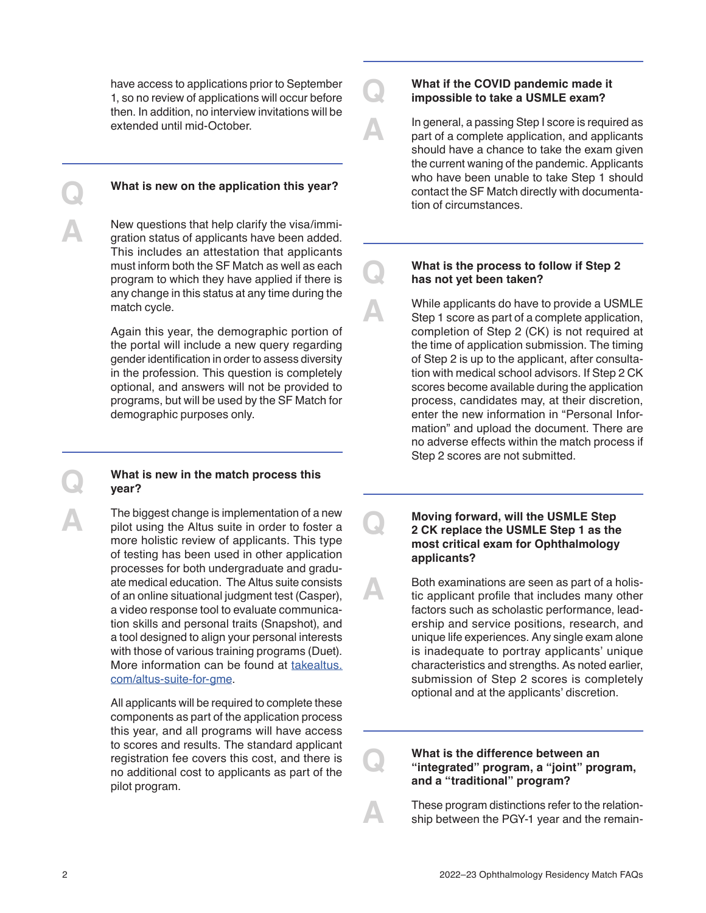have access to applications prior to September 1, so no review of applications will occur before then. In addition, no interview invitations will be extended until mid-October.

**Q: What is new on the application this year?**

**A:** New questions that help clarify the visa/immigration status of applicants have been added. This includes an attestation that applicants must inform both the SF Match as well as each program to which they have applied if there is any change in this status at any time during the match cycle.

Again this year, the demographic portion of the portal will include a new query regarding gender identification in order to assess diversity in the profession. This question is completely optional, and answers will not be provided to programs, but will be used by the SF Match for demographic purposes only.

**Q: What is new in the match process this year?**

**A:** The biggest change is implementation of a new pilot using the Altus suite in order to foster a more holistic review of applicants. This type of testing has been used in other application processes for both undergraduate and graduate medical education. The Altus suite consists of an online situational judgment test (Casper), a video response tool to evaluate communication skills and personal traits (Snapshot), and a tool designed to align your personal interests with those of various training programs (Duet). More information can be found at [takealtus.com/altus-suite-for-gme](takealtus.com/altus-suite-for-gme).

All applicants will be required to complete these components as part of the application process this year, and all programs will have access to scores and results. The standard applicant registration fee covers this cost, and there is no additional cost to applicants as part of the pilot program.

**Q: What if the COVID pandemic made it impossible to take a USMLE exam?**

**A:** In general, a passing Step I score is required as part of a complete application, and applicants should have a chance to take the exam given the current waning of the pandemic. Applicants who have been unable to take Step 1 should contact the SF Match directly with documentation of circumstances.

**Q: What is the process to follow if Step 2 has not yet been taken?**

**A:** While applicants do have to provide a USMLE Step 1 score as part of a complete application, completion of Step 2 (CK) is not required at the time of application submission. The timing of Step 2 is up to the applicant, after consultation with medical school advisors. If Step 2 CK scores become available during the application process, candidates may, at their discretion, enter the new information in "Personal Information" and upload the document. There are no adverse effects within the match process if Step 2 scores are not submitted.

**Q: Moving forward, will the USMLE Step 2 CK replace the USMLE Step 1 as the most critical exam for Ophthalmology applicants?**

**A:** Both examinations are seen as part of a holistic applicant profile that includes many other factors such as scholastic performance, leadership and service positions, research, and unique life experiences. Any single exam alone is inadequate to portray applicants' unique characteristics and strengths. As noted earlier, submission of Step 2 scores is completely optional and at the applicants' discretion.

**Q: What is the difference between an "integrated" program, a "joint" program, and a "traditional" program?**

**A:** These program distinctions refer to the relationship between the PGY-1 year and the remain-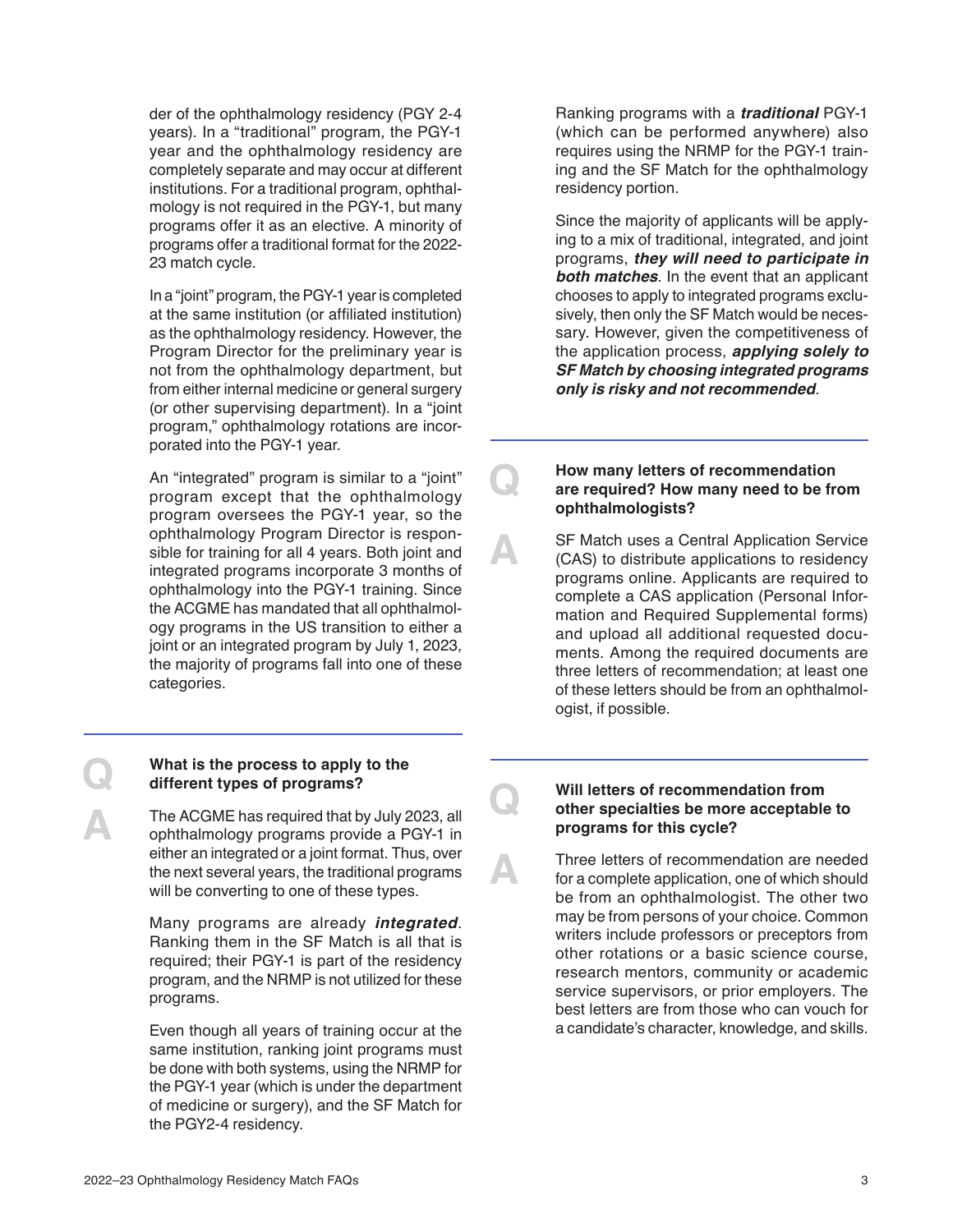der of the ophthalmology residency (PGY 2-4 years). In a "traditional" program, the PGY-1 year and the ophthalmology residency are completely separate and may occur at different institutions. For a traditional program, ophthalmology is not required in the PGY-1, but many programs offer it as an elective. A minority of programs offer a traditional format for the 2022-23 match cycle.

In a "joint" program, the PGY-1 year is completed at the same institution (or affiliated institution) as the ophthalmology residency. However, the Program Director for the preliminary year is not from the ophthalmology department, but from either internal medicine or general surgery (or other supervising department). In a "joint program," ophthalmology rotations are incorporated into the PGY-1 year.

An "integrated" program is similar to a "joint" program except that the ophthalmology program oversees the PGY-1 year, so the ophthalmology Program Director is responsible for training for all 4 years. Both joint and integrated programs incorporate 3 months of ophthalmology into the PGY-1 training. Since the ACGME has mandated that all ophthalmology programs in the US transition to either a joint or an integrated program by July 1, 2023, the majority of programs fall into one of these categories.

---

**Q** **What is the process to apply to the different types of programs?**

**A** The ACGME has required that by July 2023, all ophthalmology programs provide a PGY-1 in either an integrated or a joint format. Thus, over the next several years, the traditional programs will be converting to one of these types.

Many programs are already ***integrated***. Ranking them in the SF Match is all that is required; their PGY-1 is part of the residency program, and the NRMP is not utilized for these programs.

Even though all years of training occur at the same institution, ranking joint programs must be done with both systems, using the NRMP for the PGY-1 year (which is under the department of medicine or surgery), and the SF Match for the PGY2-4 residency.

Ranking programs with a ***traditional*** PGY-1 (which can be performed anywhere) also requires using the NRMP for the PGY-1 training and the SF Match for the ophthalmology residency portion.

Since the majority of applicants will be applying to a mix of traditional, integrated, and joint programs, ***they will need to participate in both matches***. In the event that an applicant chooses to apply to integrated programs exclusively, then only the SF Match would be necessary. However, given the competitiveness of the application process, ***applying solely to SF Match by choosing integrated programs only is risky and not recommended***.

---

**Q** **How many letters of recommendation are required? How many need to be from ophthalmologists?**

**A** SF Match uses a Central Application Service (CAS) to distribute applications to residency programs online. Applicants are required to complete a CAS application (Personal Information and Required Supplemental forms) and upload all additional requested documents. Among the required documents are three letters of recommendation; at least one of these letters should be from an ophthalmologist, if possible.

---

**Q** **Will letters of recommendation from other specialties be more acceptable to programs for this cycle?**

**A** Three letters of recommendation are needed for a complete application, one of which should be from an ophthalmologist. The other two may be from persons of your choice. Common writers include professors or preceptors from other rotations or a basic science course, research mentors, community or academic service supervisors, or prior employers. The best letters are from those who can vouch for a candidate's character, knowledge, and skills.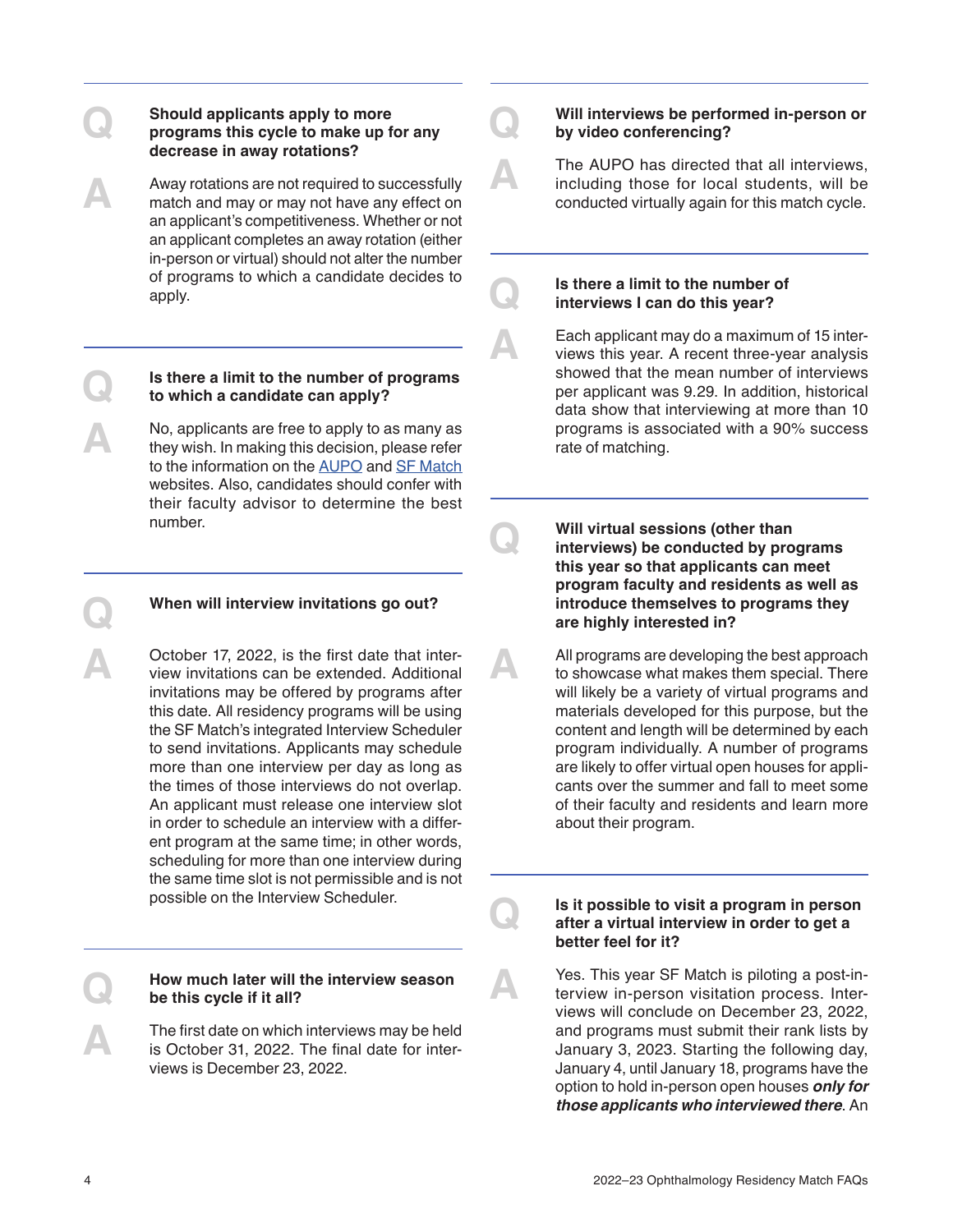**Q: Should applicants apply to more programs this cycle to make up for any decrease in away rotations?**

**A:** Away rotations are not required to successfully match and may or may not have any effect on an applicant's competitiveness. Whether or not an applicant completes an away rotation (either in-person or virtual) should not alter the number of programs to which a candidate decides to apply.

---

**Q: Is there a limit to the number of programs to which a candidate can apply?**

**A:** No, applicants are free to apply to as many as they wish. In making this decision, please refer to the information on the [AUPO]() and [SF Match]() websites. Also, candidates should confer with their faculty advisor to determine the best number.

---

**Q: When will interview invitations go out?**

**A:** October 17, 2022, is the first date that interview invitations can be extended. Additional invitations may be offered by programs after this date. All residency programs will be using the SF Match's integrated Interview Scheduler to send invitations. Applicants may schedule more than one interview per day as long as the times of those interviews do not overlap. An applicant must release one interview slot in order to schedule an interview with a different program at the same time; in other words, scheduling for more than one interview during the same time slot is not permissible and is not possible on the Interview Scheduler.

---

**Q: How much later will the interview season be this cycle if it all?**

**A:** The first date on which interviews may be held is October 31, 2022. The final date for interviews is December 23, 2022.

---

**Q: Will interviews be performed in-person or by video conferencing?**

**A:** The AUPO has directed that all interviews, including those for local students, will be conducted virtually again for this match cycle.

---

**Q: Is there a limit to the number of interviews I can do this year?**

**A:** Each applicant may do a maximum of 15 interviews this year. A recent three-year analysis showed that the mean number of interviews per applicant was 9.29. In addition, historical data show that interviewing at more than 10 programs is associated with a 90% success rate of matching.

---

**Q: Will virtual sessions (other than interviews) be conducted by programs this year so that applicants can meet program faculty and residents as well as introduce themselves to programs they are highly interested in?**

**A:** All programs are developing the best approach to showcase what makes them special. There will likely be a variety of virtual programs and materials developed for this purpose, but the content and length will be determined by each program individually. A number of programs are likely to offer virtual open houses for applicants over the summer and fall to meet some of their faculty and residents and learn more about their program.

---

**Q: Is it possible to visit a program in person after a virtual interview in order to get a better feel for it?**

**A:** Yes. This year SF Match is piloting a post-interview in-person visitation process. Interviews will conclude on December 23, 2022, and programs must submit their rank lists by January 3, 2023. Starting the following day, January 4, until January 18, programs have the option to hold in-person open houses ***only for those applicants who interviewed there***. An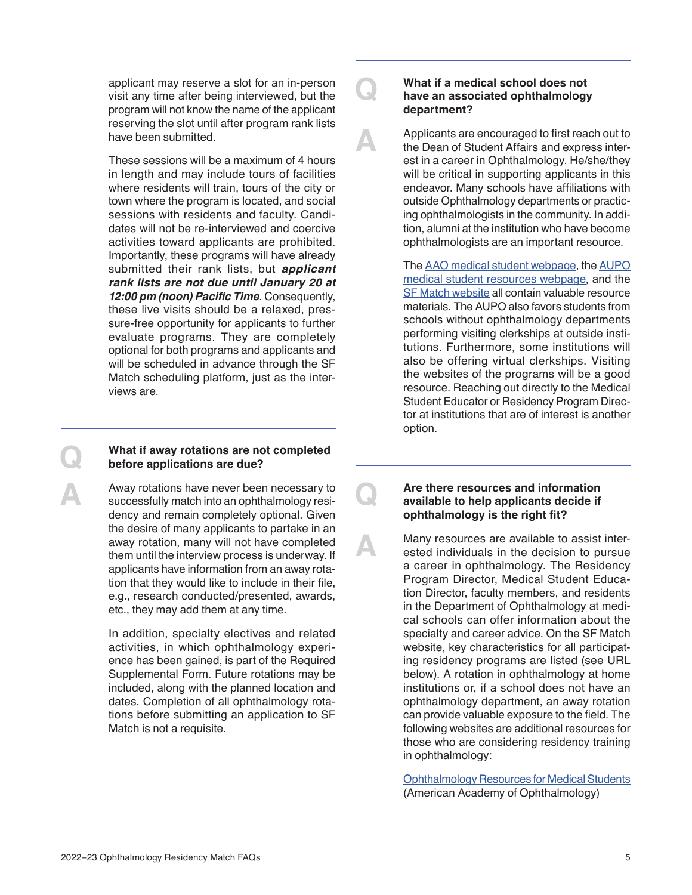applicant may reserve a slot for an in-person visit any time after being interviewed, but the program will not know the name of the applicant reserving the slot until after program rank lists have been submitted.

These sessions will be a maximum of 4 hours in length and may include tours of facilities where residents will train, tours of the city or town where the program is located, and social sessions with residents and faculty. Candidates will not be re-interviewed and coercive activities toward applicants are prohibited. Importantly, these programs will have already submitted their rank lists, but ***applicant rank lists are not due until January 20 at 12:00 pm (noon) Pacific Time***. Consequently, these live visits should be a relaxed, pressure-free opportunity for applicants to further evaluate programs. They are completely optional for both programs and applicants and will be scheduled in advance through the SF Match scheduling platform, just as the interviews are.

---

**Q: What if away rotations are not completed before applications are due?**

**A:** Away rotations have never been necessary to successfully match into an ophthalmology residency and remain completely optional. Given the desire of many applicants to partake in an away rotation, many will not have completed them until the interview process is underway. If applicants have information from an away rotation that they would like to include in their file, e.g., research conducted/presented, awards, etc., they may add them at any time.

In addition, specialty electives and related activities, in which ophthalmology experience has been gained, is part of the Required Supplemental Form. Future rotations may be included, along with the planned location and dates. Completion of all ophthalmology rotations before submitting an application to SF Match is not a requisite.

---

**Q: What if a medical school does not have an associated ophthalmology department?**

**A:** Applicants are encouraged to first reach out to the Dean of Student Affairs and express interest in a career in Ophthalmology. He/she/they will be critical in supporting applicants in this endeavor. Many schools have affiliations with outside Ophthalmology departments or practicing ophthalmologists in the community. In addition, alumni at the institution who have become ophthalmologists are an important resource.

The AAO medical student webpage, the AUPO medical student resources webpage, and the SF Match website all contain valuable resource materials. The AUPO also favors students from schools without ophthalmology departments performing visiting clerkships at outside institutions. Furthermore, some institutions will also be offering virtual clerkships. Visiting the websites of the programs will be a good resource. Reaching out directly to the Medical Student Educator or Residency Program Director at institutions that are of interest is another option.

---

**Q: Are there resources and information available to help applicants decide if ophthalmology is the right fit?**

**A:** Many resources are available to assist interested individuals in the decision to pursue a career in ophthalmology. The Residency Program Director, Medical Student Education Director, faculty members, and residents in the Department of Ophthalmology at medical schools can offer information about the specialty and career advice. On the SF Match website, key characteristics for all participating residency programs are listed (see URL below). A rotation in ophthalmology at home institutions or, if a school does not have an ophthalmology department, an away rotation can provide valuable exposure to the field. The following websites are additional resources for those who are considering residency training in ophthalmology:

Ophthalmology Resources for Medical Students
(American Academy of Ophthalmology)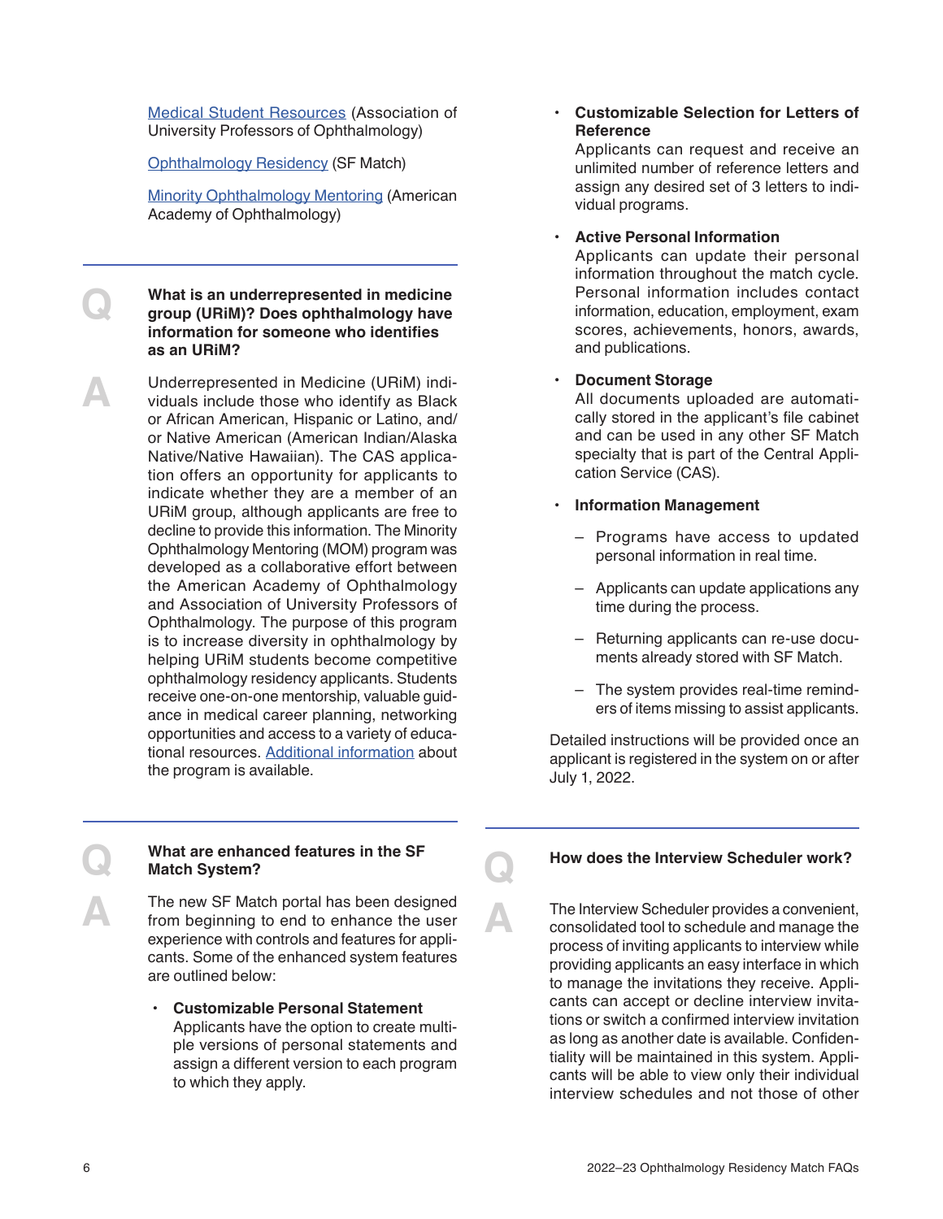[Medical Student Resources](#) (Association of University Professors of Ophthalmology)

[Ophthalmology Residency](#) (SF Match)

[Minority Ophthalmology Mentoring](#) (American Academy of Ophthalmology)

---

**Q** **What is an underrepresented in medicine group (URiM)? Does ophthalmology have information for someone who identifies as an URiM?**

**A** Underrepresented in Medicine (URiM) individuals include those who identify as Black or African American, Hispanic or Latino, and/or Native American (American Indian/Alaska Native/Native Hawaiian). The CAS application offers an opportunity for applicants to indicate whether they are a member of an URiM group, although applicants are free to decline to provide this information. The Minority Ophthalmology Mentoring (MOM) program was developed as a collaborative effort between the American Academy of Ophthalmology and Association of University Professors of Ophthalmology. The purpose of this program is to increase diversity in ophthalmology by helping URiM students become competitive ophthalmology residency applicants. Students receive one-on-one mentorship, valuable guidance in medical career planning, networking opportunities and access to a variety of educational resources. [Additional information](#) about the program is available.

---

**Q** **What are enhanced features in the SF Match System?**

**A** The new SF Match portal has been designed from beginning to end to enhance the user experience with controls and features for applicants. Some of the enhanced system features are outlined below:

- **Customizable Personal Statement**
  Applicants have the option to create multiple versions of personal statements and assign a different version to each program to which they apply.
- **Customizable Selection for Letters of Reference**
  Applicants can request and receive an unlimited number of reference letters and assign any desired set of 3 letters to individual programs.
- **Active Personal Information**
  Applicants can update their personal information throughout the match cycle. Personal information includes contact information, education, employment, exam scores, achievements, honors, awards, and publications.
- **Document Storage**
  All documents uploaded are automatically stored in the applicant's file cabinet and can be used in any other SF Match specialty that is part of the Central Application Service (CAS).
- **Information Management**
  - Programs have access to updated personal information in real time.
  - Applicants can update applications any time during the process.
  - Returning applicants can re-use documents already stored with SF Match.
  - The system provides real-time reminders of items missing to assist applicants.

Detailed instructions will be provided once an applicant is registered in the system on or after July 1, 2022.

---

**Q** **How does the Interview Scheduler work?**

**A** The Interview Scheduler provides a convenient, consolidated tool to schedule and manage the process of inviting applicants to interview while providing applicants an easy interface in which to manage the invitations they receive. Applicants can accept or decline interview invitations or switch a confirmed interview invitation as long as another date is available. Confidentiality will be maintained in this system. Applicants will be able to view only their individual interview schedules and not those of other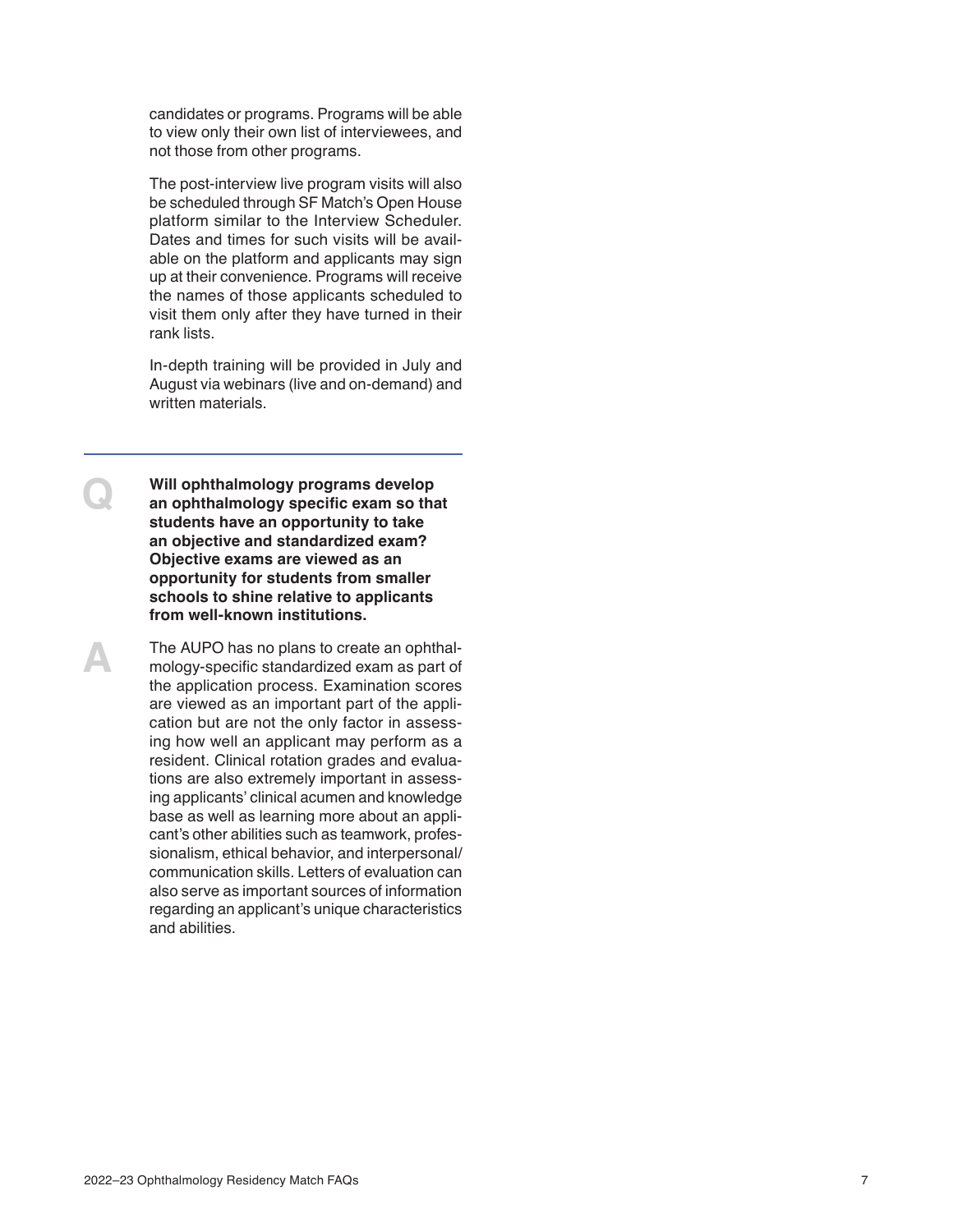candidates or programs. Programs will be able to view only their own list of interviewees, and not those from other programs.

The post-interview live program visits will also be scheduled through SF Match's Open House platform similar to the Interview Scheduler. Dates and times for such visits will be available on the platform and applicants may sign up at their convenience. Programs will receive the names of those applicants scheduled to visit them only after they have turned in their rank lists.

In-depth training will be provided in July and August via webinars (live and on-demand) and written materials.

---

**Q** **Will ophthalmology programs develop an ophthalmology specific exam so that students have an opportunity to take an objective and standardized exam? Objective exams are viewed as an opportunity for students from smaller schools to shine relative to applicants from well-known institutions.**

**A** The AUPO has no plans to create an ophthalmology-specific standardized exam as part of the application process. Examination scores are viewed as an important part of the application but are not the only factor in assessing how well an applicant may perform as a resident. Clinical rotation grades and evaluations are also extremely important in assessing applicants' clinical acumen and knowledge base as well as learning more about an applicant's other abilities such as teamwork, professionalism, ethical behavior, and interpersonal/communication skills. Letters of evaluation can also serve as important sources of information regarding an applicant's unique characteristics and abilities.